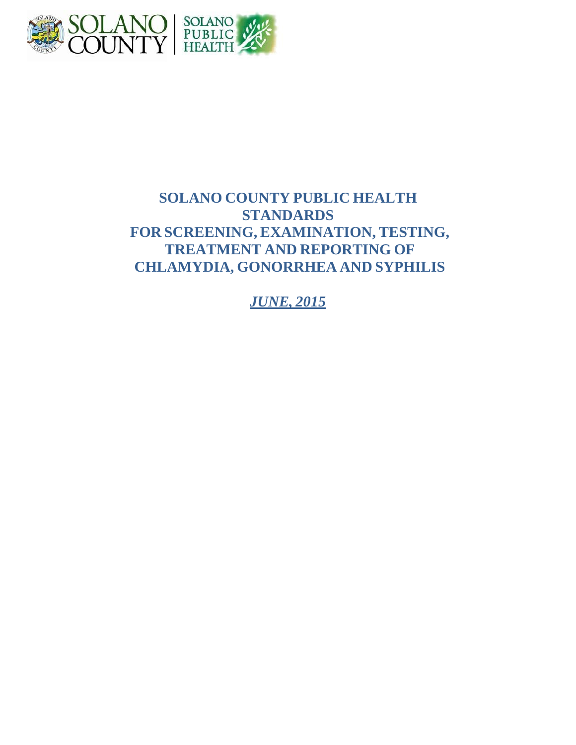# SOLANO COUNTY PUBLIC HEALTH STANDARDS FOR SCREENING, EXAMINATION, TESTING, TREATMENT AND REPORTING OF CHLAMYDIA, GONORRHEA AND SYPHILIS

***JUNE, 2015***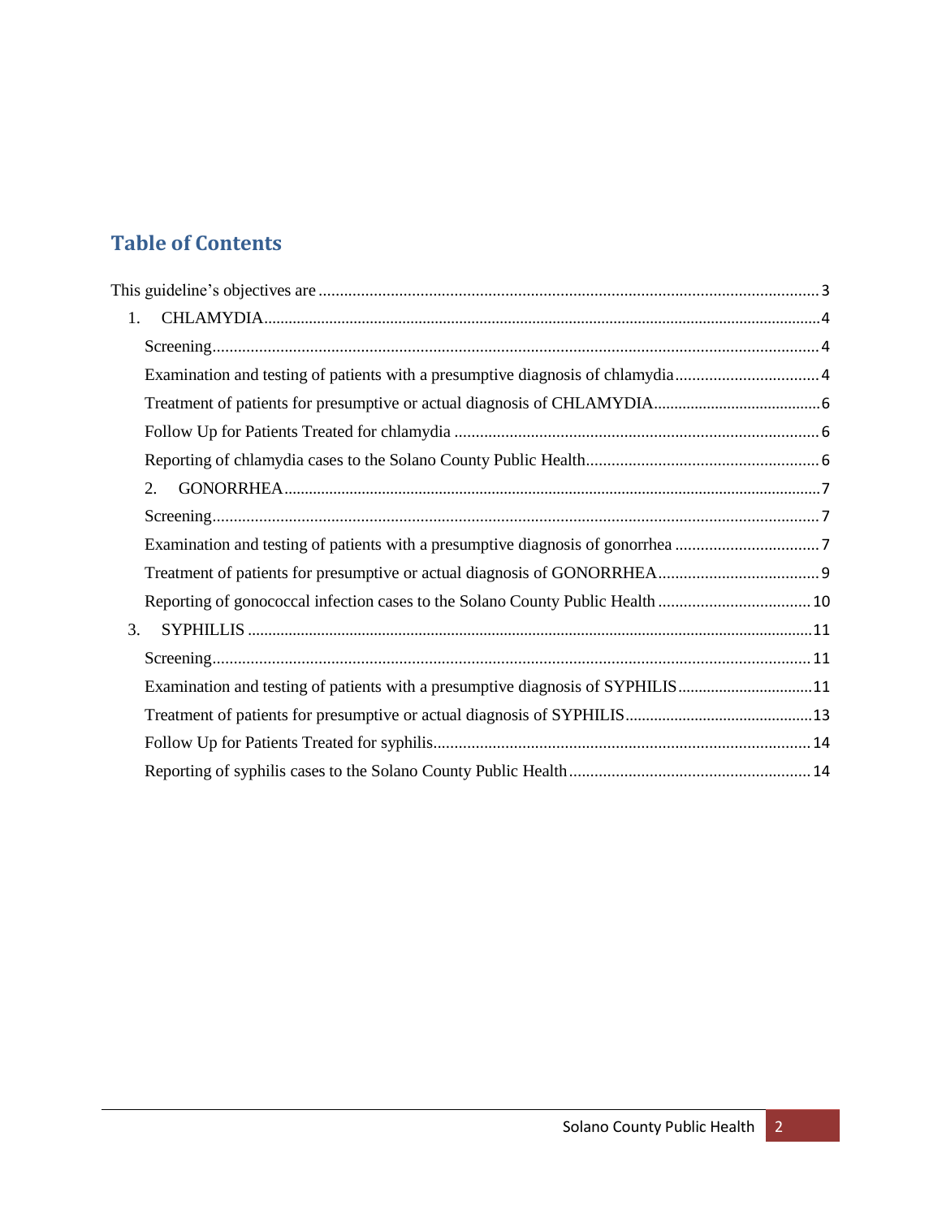## Table of Contents

This guideline's objectives are ........ 3

1. CHLAMYDIA ........ 4
   - Screening ........ 4
   - Examination and testing of patients with a presumptive diagnosis of chlamydia ........ 4
   - Treatment of patients for presumptive or actual diagnosis of CHLAMYDIA ........ 6
   - Follow Up for Patients Treated for chlamydia ........ 6
   - Reporting of chlamydia cases to the Solano County Public Health ........ 6
2. GONORRHEA ........ 7
   - Screening ........ 7
   - Examination and testing of patients with a presumptive diagnosis of gonorrhea ........ 7
   - Treatment of patients for presumptive or actual diagnosis of GONORRHEA ........ 9
   - Reporting of gonococcal infection cases to the Solano County Public Health ........ 10
3. SYPHILLIS ........ 11
   - Screening ........ 11
   - Examination and testing of patients with a presumptive diagnosis of SYPHILIS ........ 11
   - Treatment of patients for presumptive or actual diagnosis of SYPHILIS ........ 13
   - Follow Up for Patients Treated for syphilis ........ 14
   - Reporting of syphilis cases to the Solano County Public Health ........ 14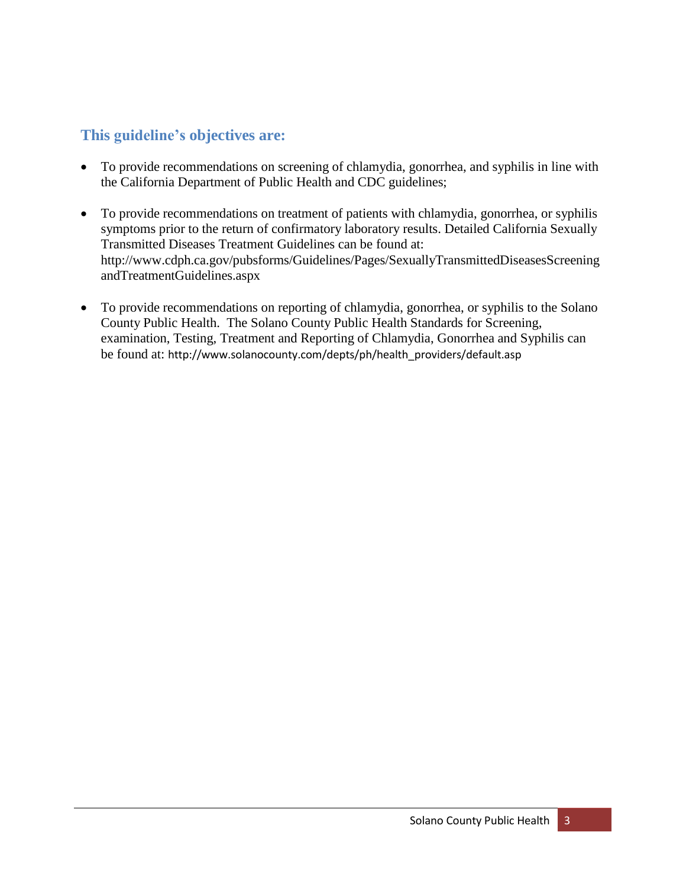## This guideline's objectives are:

- To provide recommendations on screening of chlamydia, gonorrhea, and syphilis in line with the California Department of Public Health and CDC guidelines;
- To provide recommendations on treatment of patients with chlamydia, gonorrhea, or syphilis symptoms prior to the return of confirmatory laboratory results. Detailed California Sexually Transmitted Diseases Treatment Guidelines can be found at: http://www.cdph.ca.gov/pubsforms/Guidelines/Pages/SexuallyTransmittedDiseasesScreeningandTreatmentGuidelines.aspx
- To provide recommendations on reporting of chlamydia, gonorrhea, or syphilis to the Solano County Public Health. The Solano County Public Health Standards for Screening, examination, Testing, Treatment and Reporting of Chlamydia, Gonorrhea and Syphilis can be found at: http://www.solanocounty.com/depts/ph/health_providers/default.asp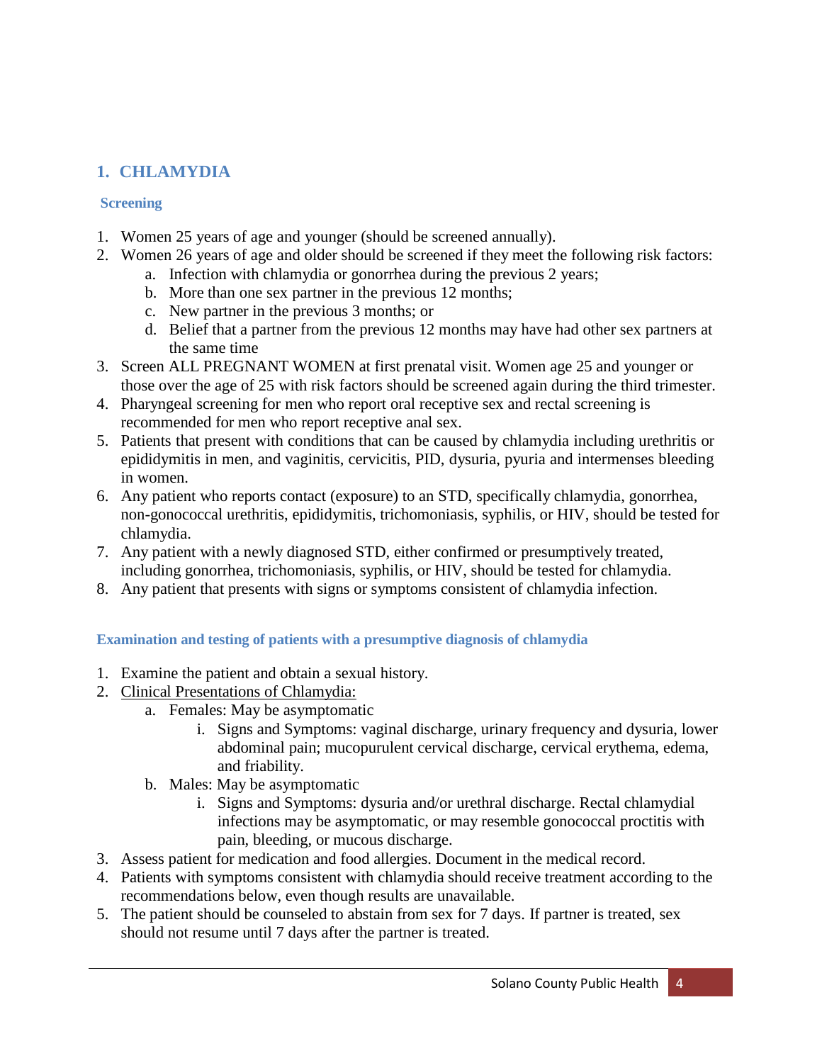## 1. CHLAMYDIA

### Screening

1. Women 25 years of age and younger (should be screened annually).
2. Women 26 years of age and older should be screened if they meet the following risk factors:
    a. Infection with chlamydia or gonorrhea during the previous 2 years;
    b. More than one sex partner in the previous 12 months;
    c. New partner in the previous 3 months; or
    d. Belief that a partner from the previous 12 months may have had other sex partners at the same time
3. Screen ALL PREGNANT WOMEN at first prenatal visit. Women age 25 and younger or those over the age of 25 with risk factors should be screened again during the third trimester.
4. Pharyngeal screening for men who report oral receptive sex and rectal screening is recommended for men who report receptive anal sex.
5. Patients that present with conditions that can be caused by chlamydia including urethritis or epididymitis in men, and vaginitis, cervicitis, PID, dysuria, pyuria and intermenses bleeding in women.
6. Any patient who reports contact (exposure) to an STD, specifically chlamydia, gonorrhea, non-gonococcal urethritis, epididymitis, trichomoniasis, syphilis, or HIV, should be tested for chlamydia.
7. Any patient with a newly diagnosed STD, either confirmed or presumptively treated, including gonorrhea, trichomoniasis, syphilis, or HIV, should be tested for chlamydia.
8. Any patient that presents with signs or symptoms consistent of chlamydia infection.

### Examination and testing of patients with a presumptive diagnosis of chlamydia

1. Examine the patient and obtain a sexual history.
2. <u>Clinical Presentations of Chlamydia:</u>
    a. Females: May be asymptomatic
        i. Signs and Symptoms: vaginal discharge, urinary frequency and dysuria, lower abdominal pain; mucopurulent cervical discharge, cervical erythema, edema, and friability.
    b. Males: May be asymptomatic
        i. Signs and Symptoms: dysuria and/or urethral discharge. Rectal chlamydial infections may be asymptomatic, or may resemble gonococcal proctitis with pain, bleeding, or mucous discharge.
3. Assess patient for medication and food allergies. Document in the medical record.
4. Patients with symptoms consistent with chlamydia should receive treatment according to the recommendations below, even though results are unavailable.
5. The patient should be counseled to abstain from sex for 7 days. If partner is treated, sex should not resume until 7 days after the partner is treated.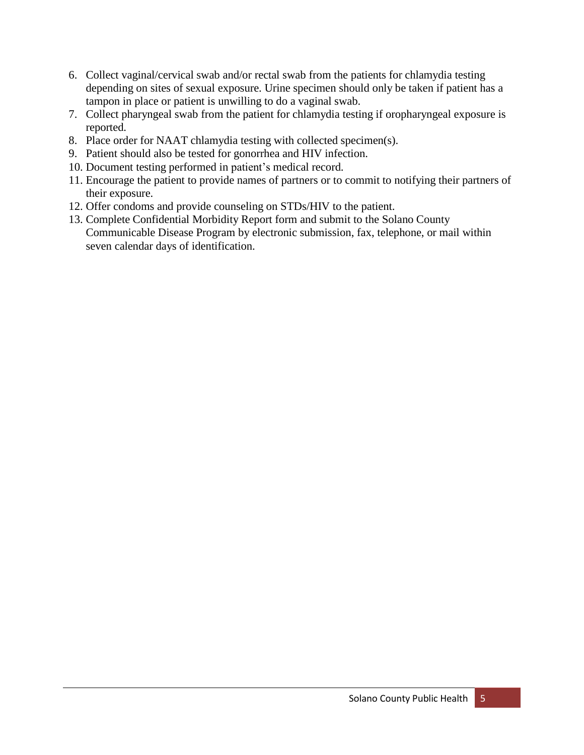6. Collect vaginal/cervical swab and/or rectal swab from the patients for chlamydia testing depending on sites of sexual exposure. Urine specimen should only be taken if patient has a tampon in place or patient is unwilling to do a vaginal swab.
7. Collect pharyngeal swab from the patient for chlamydia testing if oropharyngeal exposure is reported.
8. Place order for NAAT chlamydia testing with collected specimen(s).
9. Patient should also be tested for gonorrhea and HIV infection.
10. Document testing performed in patient's medical record.
11. Encourage the patient to provide names of partners or to commit to notifying their partners of their exposure.
12. Offer condoms and provide counseling on STDs/HIV to the patient.
13. Complete Confidential Morbidity Report form and submit to the Solano County Communicable Disease Program by electronic submission, fax, telephone, or mail within seven calendar days of identification.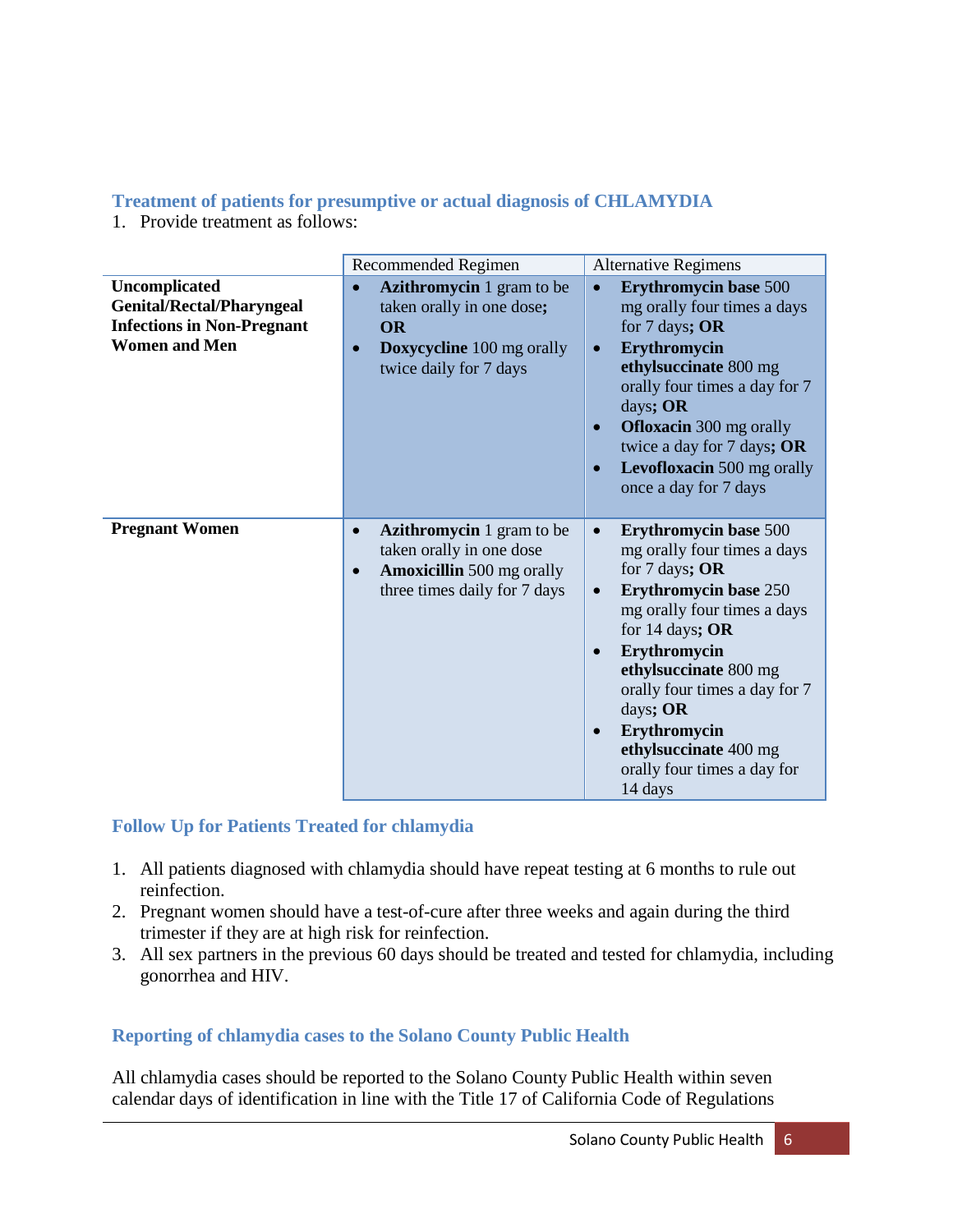### Treatment of patients for presumptive or actual diagnosis of CHLAMYDIA

1. Provide treatment as follows:

| | Recommended Regimen | Alternative Regimens |
|---|---|---|
| **Uncomplicated Genital/Rectal/Pharyngeal Infections in Non-Pregnant Women and Men** | • **Azithromycin** 1 gram to be taken orally in one dose**; OR**<br>• **Doxycycline** 100 mg orally twice daily for 7 days | • **Erythromycin base** 500 mg orally four times a days for 7 days**; OR**<br>• **Erythromycin ethylsuccinate** 800 mg orally four times a day for 7 days**; OR**<br>• **Ofloxacin** 300 mg orally twice a day for 7 days**; OR**<br>• **Levofloxacin** 500 mg orally once a day for 7 days |
| **Pregnant Women** | • **Azithromycin** 1 gram to be taken orally in one dose<br>• **Amoxicillin** 500 mg orally three times daily for 7 days | • **Erythromycin base** 500 mg orally four times a days for 7 days**; OR**<br>• **Erythromycin base** 250 mg orally four times a days for 14 days**; OR**<br>• **Erythromycin ethylsuccinate** 800 mg orally four times a day for 7 days**; OR**<br>• **Erythromycin ethylsuccinate** 400 mg orally four times a day for 14 days |

### Follow Up for Patients Treated for chlamydia

1. All patients diagnosed with chlamydia should have repeat testing at 6 months to rule out reinfection.
2. Pregnant women should have a test-of-cure after three weeks and again during the third trimester if they are at high risk for reinfection.
3. All sex partners in the previous 60 days should be treated and tested for chlamydia, including gonorrhea and HIV.

### Reporting of chlamydia cases to the Solano County Public Health

All chlamydia cases should be reported to the Solano County Public Health within seven calendar days of identification in line with the Title 17 of California Code of Regulations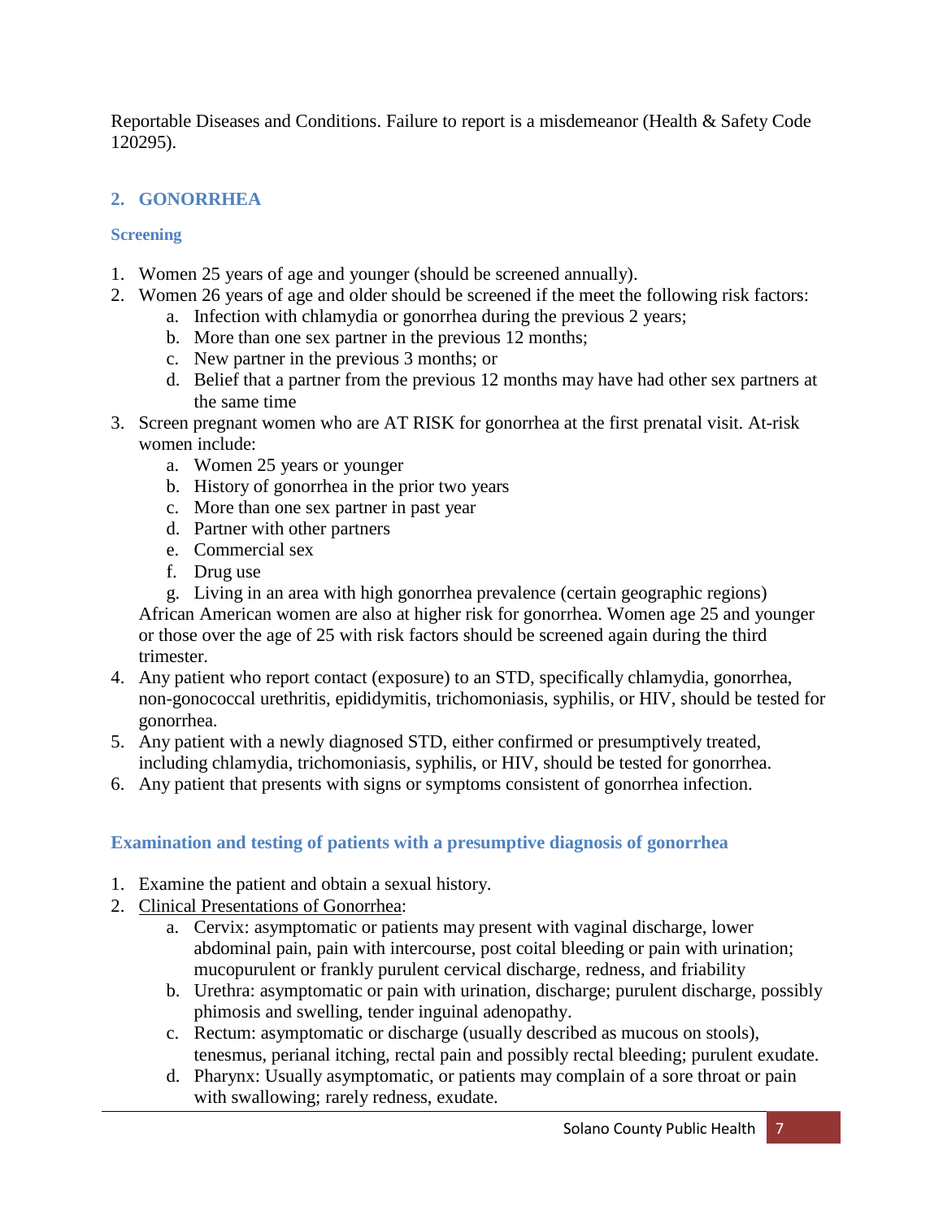Reportable Diseases and Conditions. Failure to report is a misdemeanor (Health & Safety Code 120295).

## 2. GONORRHEA

### Screening

1. Women 25 years of age and younger (should be screened annually).
2. Women 26 years of age and older should be screened if the meet the following risk factors:
    a. Infection with chlamydia or gonorrhea during the previous 2 years;
    b. More than one sex partner in the previous 12 months;
    c. New partner in the previous 3 months; or
    d. Belief that a partner from the previous 12 months may have had other sex partners at the same time
3. Screen pregnant women who are AT RISK for gonorrhea at the first prenatal visit. At-risk women include:
    a. Women 25 years or younger
    b. History of gonorrhea in the prior two years
    c. More than one sex partner in past year
    d. Partner with other partners
    e. Commercial sex
    f. Drug use
    g. Living in an area with high gonorrhea prevalence (certain geographic regions)

    African American women are also at higher risk for gonorrhea. Women age 25 and younger or those over the age of 25 with risk factors should be screened again during the third trimester.
4. Any patient who report contact (exposure) to an STD, specifically chlamydia, gonorrhea, non-gonococcal urethritis, epididymitis, trichomoniasis, syphilis, or HIV, should be tested for gonorrhea.
5. Any patient with a newly diagnosed STD, either confirmed or presumptively treated, including chlamydia, trichomoniasis, syphilis, or HIV, should be tested for gonorrhea.
6. Any patient that presents with signs or symptoms consistent of gonorrhea infection.

### Examination and testing of patients with a presumptive diagnosis of gonorrhea

1. Examine the patient and obtain a sexual history.
2. Clinical Presentations of Gonorrhea:
    a. Cervix: asymptomatic or patients may present with vaginal discharge, lower abdominal pain, pain with intercourse, post coital bleeding or pain with urination; mucopurulent or frankly purulent cervical discharge, redness, and friability
    b. Urethra: asymptomatic or pain with urination, discharge; purulent discharge, possibly phimosis and swelling, tender inguinal adenopathy.
    c. Rectum: asymptomatic or discharge (usually described as mucous on stools), tenesmus, perianal itching, rectal pain and possibly rectal bleeding; purulent exudate.
    d. Pharynx: Usually asymptomatic, or patients may complain of a sore throat or pain with swallowing; rarely redness, exudate.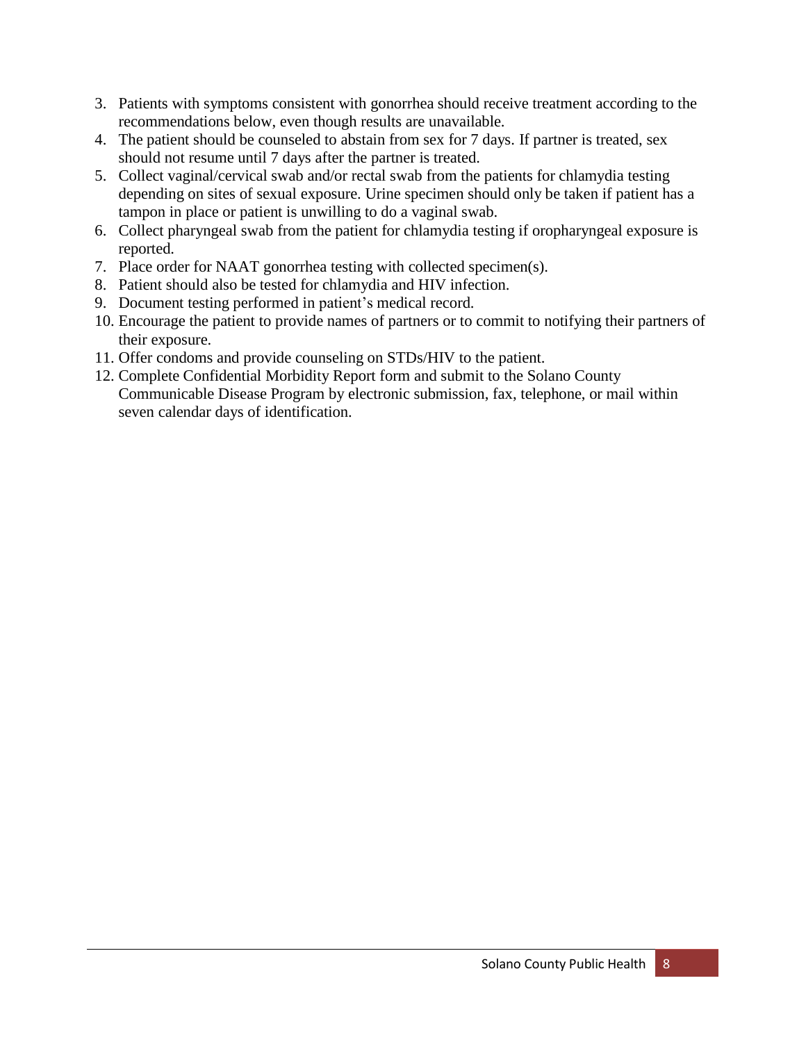3. Patients with symptoms consistent with gonorrhea should receive treatment according to the recommendations below, even though results are unavailable.
4. The patient should be counseled to abstain from sex for 7 days. If partner is treated, sex should not resume until 7 days after the partner is treated.
5. Collect vaginal/cervical swab and/or rectal swab from the patients for chlamydia testing depending on sites of sexual exposure. Urine specimen should only be taken if patient has a tampon in place or patient is unwilling to do a vaginal swab.
6. Collect pharyngeal swab from the patient for chlamydia testing if oropharyngeal exposure is reported.
7. Place order for NAAT gonorrhea testing with collected specimen(s).
8. Patient should also be tested for chlamydia and HIV infection.
9. Document testing performed in patient's medical record.
10. Encourage the patient to provide names of partners or to commit to notifying their partners of their exposure.
11. Offer condoms and provide counseling on STDs/HIV to the patient.
12. Complete Confidential Morbidity Report form and submit to the Solano County Communicable Disease Program by electronic submission, fax, telephone, or mail within seven calendar days of identification.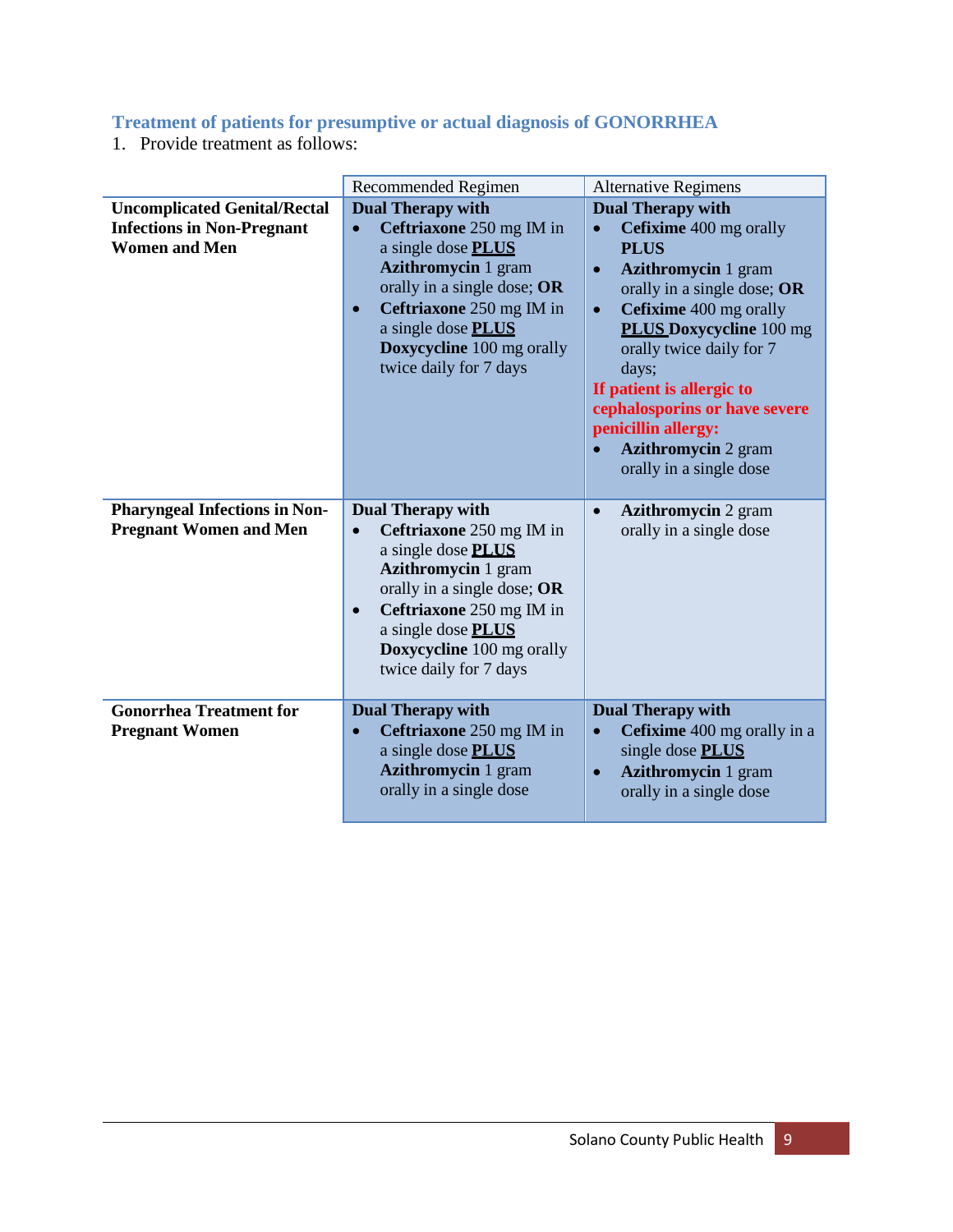### Treatment of patients for presumptive or actual diagnosis of GONORRHEA

1. Provide treatment as follows:

| | Recommended Regimen | Alternative Regimens |
|---|---|---|
| **Uncomplicated Genital/Rectal Infections in Non-Pregnant Women and Men** | **Dual Therapy with**<br>• **Ceftriaxone** 250 mg IM in a single dose **PLUS** **Azithromycin** 1 gram orally in a single dose; **OR**<br>• **Ceftriaxone** 250 mg IM in a single dose **PLUS** **Doxycycline** 100 mg orally twice daily for 7 days | **Dual Therapy with**<br>• **Cefixime** 400 mg orally **PLUS**<br>• **Azithromycin** 1 gram orally in a single dose; **OR**<br>• **Cefixime** 400 mg orally **PLUS Doxycycline** 100 mg orally twice daily for 7 days;<br>**If patient is allergic to cephalosporins or have severe penicillin allergy:**<br>• **Azithromycin** 2 gram orally in a single dose |
| **Pharyngeal Infections in Non-Pregnant Women and Men** | **Dual Therapy with**<br>• **Ceftriaxone** 250 mg IM in a single dose **PLUS** **Azithromycin** 1 gram orally in a single dose; **OR**<br>• **Ceftriaxone** 250 mg IM in a single dose **PLUS** **Doxycycline** 100 mg orally twice daily for 7 days | • **Azithromycin** 2 gram orally in a single dose |
| **Gonorrhea Treatment for Pregnant Women** | **Dual Therapy with**<br>• **Ceftriaxone** 250 mg IM in a single dose **PLUS** **Azithromycin** 1 gram orally in a single dose | **Dual Therapy with**<br>• **Cefixime** 400 mg orally in a single dose **PLUS**<br>• **Azithromycin** 1 gram orally in a single dose |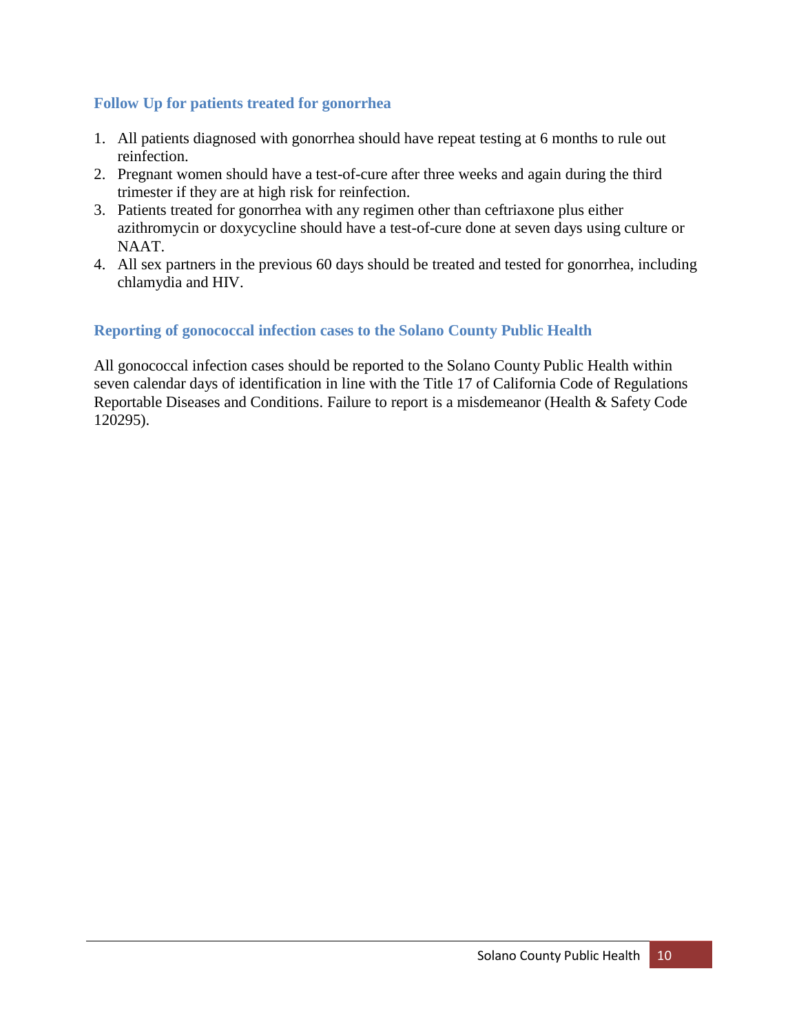### Follow Up for patients treated for gonorrhea

1. All patients diagnosed with gonorrhea should have repeat testing at 6 months to rule out reinfection.
2. Pregnant women should have a test-of-cure after three weeks and again during the third trimester if they are at high risk for reinfection.
3. Patients treated for gonorrhea with any regimen other than ceftriaxone plus either azithromycin or doxycycline should have a test-of-cure done at seven days using culture or NAAT.
4. All sex partners in the previous 60 days should be treated and tested for gonorrhea, including chlamydia and HIV.

### Reporting of gonococcal infection cases to the Solano County Public Health

All gonococcal infection cases should be reported to the Solano County Public Health within seven calendar days of identification in line with the Title 17 of California Code of Regulations Reportable Diseases and Conditions. Failure to report is a misdemeanor (Health & Safety Code 120295).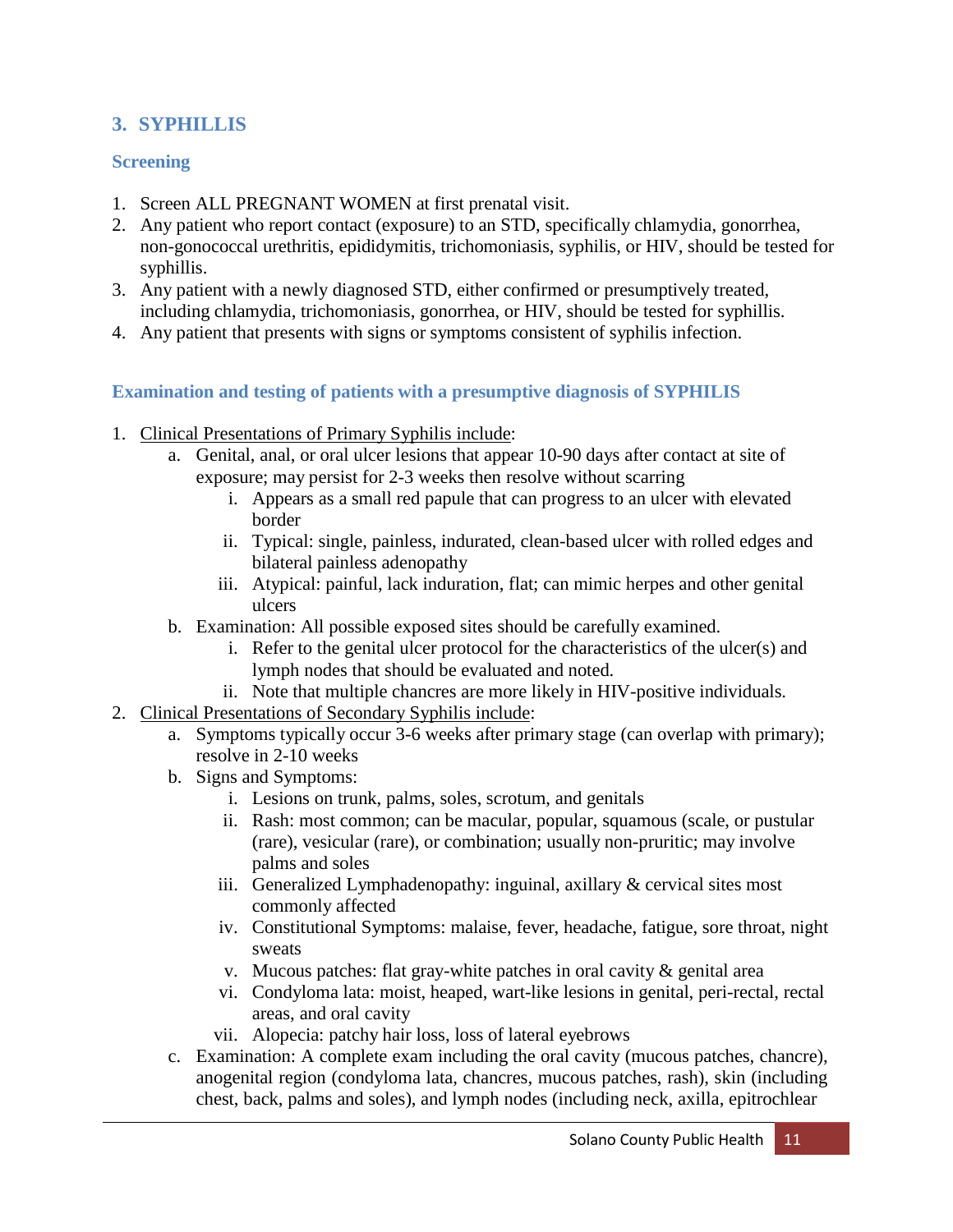## 3. SYPHILLIS

### Screening

1. Screen ALL PREGNANT WOMEN at first prenatal visit.
2. Any patient who report contact (exposure) to an STD, specifically chlamydia, gonorrhea, non-gonococcal urethritis, epididymitis, trichomoniasis, syphilis, or HIV, should be tested for syphillis.
3. Any patient with a newly diagnosed STD, either confirmed or presumptively treated, including chlamydia, trichomoniasis, gonorrhea, or HIV, should be tested for syphillis.
4. Any patient that presents with signs or symptoms consistent of syphilis infection.

### Examination and testing of patients with a presumptive diagnosis of SYPHILIS

1. <u>Clinical Presentations of Primary Syphilis include</u>:
   a. Genital, anal, or oral ulcer lesions that appear 10-90 days after contact at site of exposure; may persist for 2-3 weeks then resolve without scarring
      i. Appears as a small red papule that can progress to an ulcer with elevated border
      ii. Typical: single, painless, indurated, clean-based ulcer with rolled edges and bilateral painless adenopathy
      iii. Atypical: painful, lack induration, flat; can mimic herpes and other genital ulcers
   b. Examination: All possible exposed sites should be carefully examined.
      i. Refer to the genital ulcer protocol for the characteristics of the ulcer(s) and lymph nodes that should be evaluated and noted.
      ii. Note that multiple chancres are more likely in HIV-positive individuals.
2. <u>Clinical Presentations of Secondary Syphilis include</u>:
   a. Symptoms typically occur 3-6 weeks after primary stage (can overlap with primary); resolve in 2-10 weeks
   b. Signs and Symptoms:
      i. Lesions on trunk, palms, soles, scrotum, and genitals
      ii. Rash: most common; can be macular, popular, squamous (scale, or pustular (rare), vesicular (rare), or combination; usually non-pruritic; may involve palms and soles
      iii. Generalized Lymphadenopathy: inguinal, axillary & cervical sites most commonly affected
      iv. Constitutional Symptoms: malaise, fever, headache, fatigue, sore throat, night sweats
      v. Mucous patches: flat gray-white patches in oral cavity & genital area
      vi. Condyloma lata: moist, heaped, wart-like lesions in genital, peri-rectal, rectal areas, and oral cavity
      vii. Alopecia: patchy hair loss, loss of lateral eyebrows
   c. Examination: A complete exam including the oral cavity (mucous patches, chancre), anogenital region (condyloma lata, chancres, mucous patches, rash), skin (including chest, back, palms and soles), and lymph nodes (including neck, axilla, epitrochlear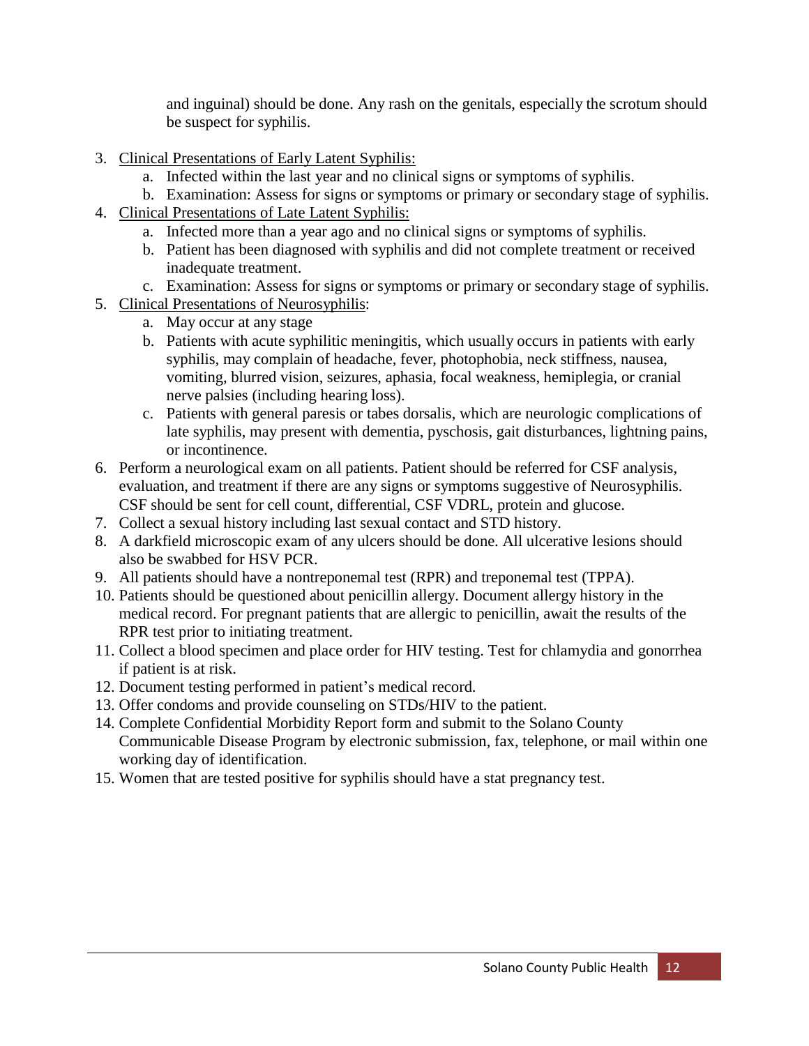and inguinal) should be done. Any rash on the genitals, especially the scrotum should be suspect for syphilis.

3. <u>Clinical Presentations of Early Latent Syphilis:</u>
    a. Infected within the last year and no clinical signs or symptoms of syphilis.
    b. Examination: Assess for signs or symptoms or primary or secondary stage of syphilis.
4. <u>Clinical Presentations of Late Latent Syphilis:</u>
    a. Infected more than a year ago and no clinical signs or symptoms of syphilis.
    b. Patient has been diagnosed with syphilis and did not complete treatment or received inadequate treatment.
    c. Examination: Assess for signs or symptoms or primary or secondary stage of syphilis.
5. <u>Clinical Presentations of Neurosyphilis</u>:
    a. May occur at any stage
    b. Patients with acute syphilitic meningitis, which usually occurs in patients with early syphilis, may complain of headache, fever, photophobia, neck stiffness, nausea, vomiting, blurred vision, seizures, aphasia, focal weakness, hemiplegia, or cranial nerve palsies (including hearing loss).
    c. Patients with general paresis or tabes dorsalis, which are neurologic complications of late syphilis, may present with dementia, pyschosis, gait disturbances, lightning pains, or incontinence.
6. Perform a neurological exam on all patients. Patient should be referred for CSF analysis, evaluation, and treatment if there are any signs or symptoms suggestive of Neurosyphilis. CSF should be sent for cell count, differential, CSF VDRL, protein and glucose.
7. Collect a sexual history including last sexual contact and STD history.
8. A darkfield microscopic exam of any ulcers should be done. All ulcerative lesions should also be swabbed for HSV PCR.
9. All patients should have a nontreponemal test (RPR) and treponemal test (TPPA).
10. Patients should be questioned about penicillin allergy. Document allergy history in the medical record. For pregnant patients that are allergic to penicillin, await the results of the RPR test prior to initiating treatment.
11. Collect a blood specimen and place order for HIV testing. Test for chlamydia and gonorrhea if patient is at risk.
12. Document testing performed in patient's medical record.
13. Offer condoms and provide counseling on STDs/HIV to the patient.
14. Complete Confidential Morbidity Report form and submit to the Solano County Communicable Disease Program by electronic submission, fax, telephone, or mail within one working day of identification.
15. Women that are tested positive for syphilis should have a stat pregnancy test.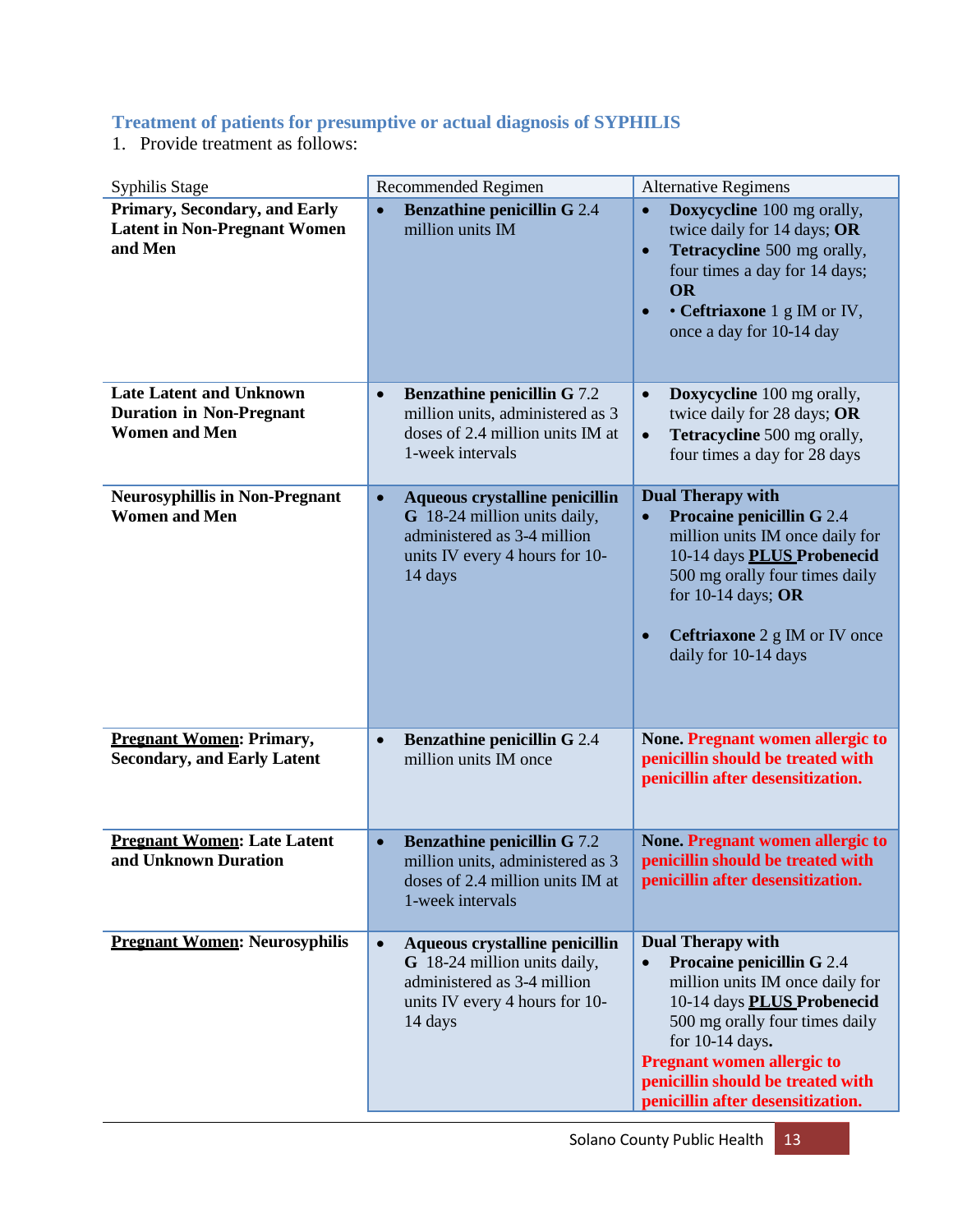### Treatment of patients for presumptive or actual diagnosis of SYPHILIS

1. Provide treatment as follows:

| Syphilis Stage | Recommended Regimen | Alternative Regimens |
|---|---|---|
| **Primary, Secondary, and Early Latent in Non-Pregnant Women and Men** | • **Benzathine penicillin G** 2.4 million units IM | • **Doxycycline** 100 mg orally, twice daily for 14 days; **OR**<br>• **Tetracycline** 500 mg orally, four times a day for 14 days; **OR**<br>• • **Ceftriaxone** 1 g IM or IV, once a day for 10-14 day |
| **Late Latent and Unknown Duration in Non-Pregnant Women and Men** | • **Benzathine penicillin G** 7.2 million units, administered as 3 doses of 2.4 million units IM at 1-week intervals | • **Doxycycline** 100 mg orally, twice daily for 28 days; **OR**<br>• **Tetracycline** 500 mg orally, four times a day for 28 days |
| **Neurosyphillis in Non-Pregnant Women and Men** | • **Aqueous crystalline penicillin G** 18-24 million units daily, administered as 3-4 million units IV every 4 hours for 10-14 days | **Dual Therapy with**<br>• **Procaine penicillin G** 2.4 million units IM once daily for 10-14 days **PLUS Probenecid** 500 mg orally four times daily for 10-14 days; **OR**<br>• **Ceftriaxone** 2 g IM or IV once daily for 10-14 days |
| **Pregnant Women: Primary, Secondary, and Early Latent** | • **Benzathine penicillin G** 2.4 million units IM once | **None. Pregnant women allergic to penicillin should be treated with penicillin after desensitization.** |
| **Pregnant Women: Late Latent and Unknown Duration** | • **Benzathine penicillin G** 7.2 million units, administered as 3 doses of 2.4 million units IM at 1-week intervals | **None. Pregnant women allergic to penicillin should be treated with penicillin after desensitization.** |
| **Pregnant Women: Neurosyphilis** | • **Aqueous crystalline penicillin G** 18-24 million units daily, administered as 3-4 million units IV every 4 hours for 10-14 days | **Dual Therapy with**<br>• **Procaine penicillin G** 2.4 million units IM once daily for 10-14 days **PLUS Probenecid** 500 mg orally four times daily for 10-14 days.<br>**Pregnant women allergic to penicillin should be treated with penicillin after desensitization.** |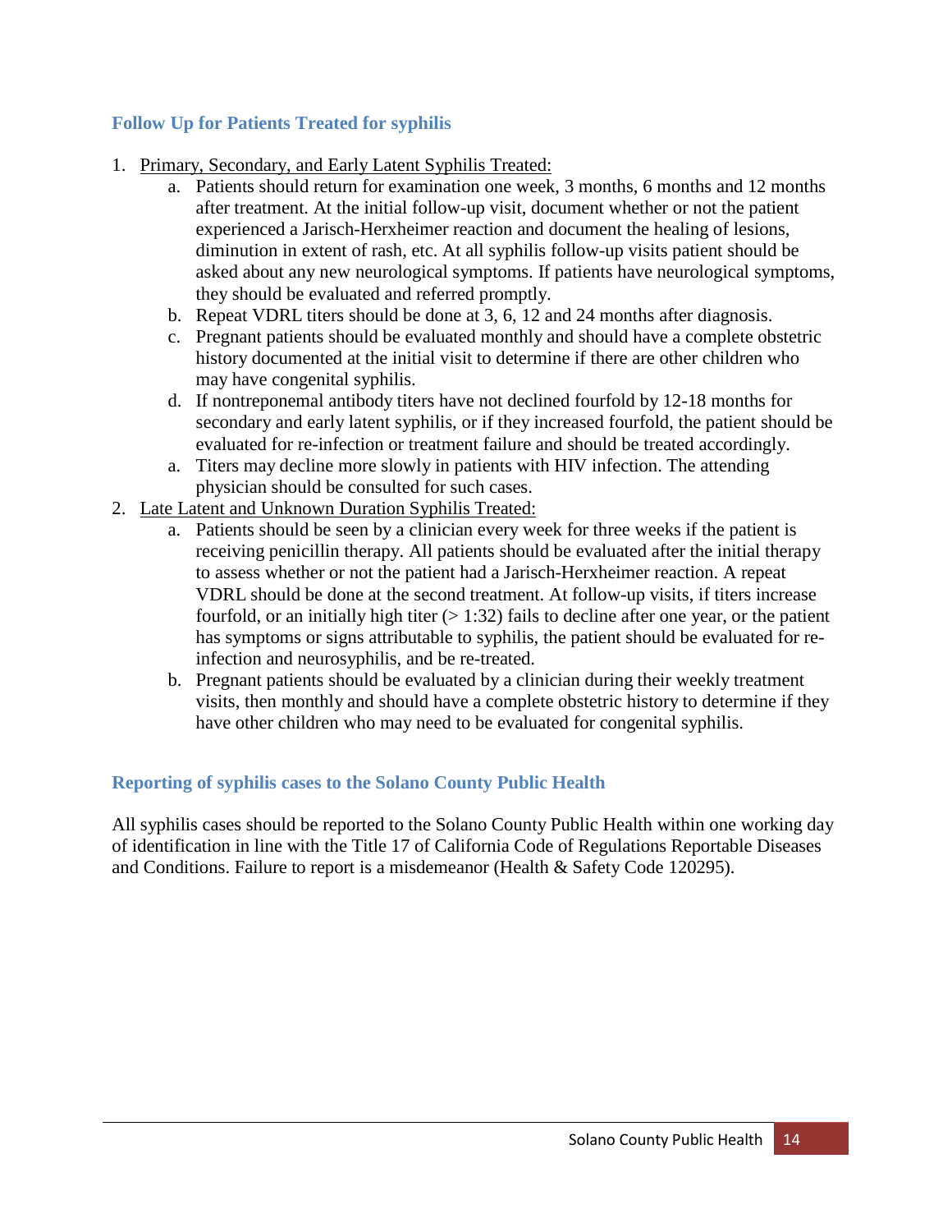## Follow Up for Patients Treated for syphilis

1. Primary, Secondary, and Early Latent Syphilis Treated:
    a. Patients should return for examination one week, 3 months, 6 months and 12 months after treatment. At the initial follow-up visit, document whether or not the patient experienced a Jarisch-Herxheimer reaction and document the healing of lesions, diminution in extent of rash, etc. At all syphilis follow-up visits patient should be asked about any new neurological symptoms. If patients have neurological symptoms, they should be evaluated and referred promptly.
    b. Repeat VDRL titers should be done at 3, 6, 12 and 24 months after diagnosis.
    c. Pregnant patients should be evaluated monthly and should have a complete obstetric history documented at the initial visit to determine if there are other children who may have congenital syphilis.
    d. If nontreponemal antibody titers have not declined fourfold by 12-18 months for secondary and early latent syphilis, or if they increased fourfold, the patient should be evaluated for re-infection or treatment failure and should be treated accordingly.
    a. Titers may decline more slowly in patients with HIV infection. The attending physician should be consulted for such cases.
2. Late Latent and Unknown Duration Syphilis Treated:
    a. Patients should be seen by a clinician every week for three weeks if the patient is receiving penicillin therapy. All patients should be evaluated after the initial therapy to assess whether or not the patient had a Jarisch-Herxheimer reaction. A repeat VDRL should be done at the second treatment. At follow-up visits, if titers increase fourfold, or an initially high titer (> 1:32) fails to decline after one year, or the patient has symptoms or signs attributable to syphilis, the patient should be evaluated for re-infection and neurosyphilis, and be re-treated.
    b. Pregnant patients should be evaluated by a clinician during their weekly treatment visits, then monthly and should have a complete obstetric history to determine if they have other children who may need to be evaluated for congenital syphilis.

## Reporting of syphilis cases to the Solano County Public Health

All syphilis cases should be reported to the Solano County Public Health within one working day of identification in line with the Title 17 of California Code of Regulations Reportable Diseases and Conditions. Failure to report is a misdemeanor (Health & Safety Code 120295).